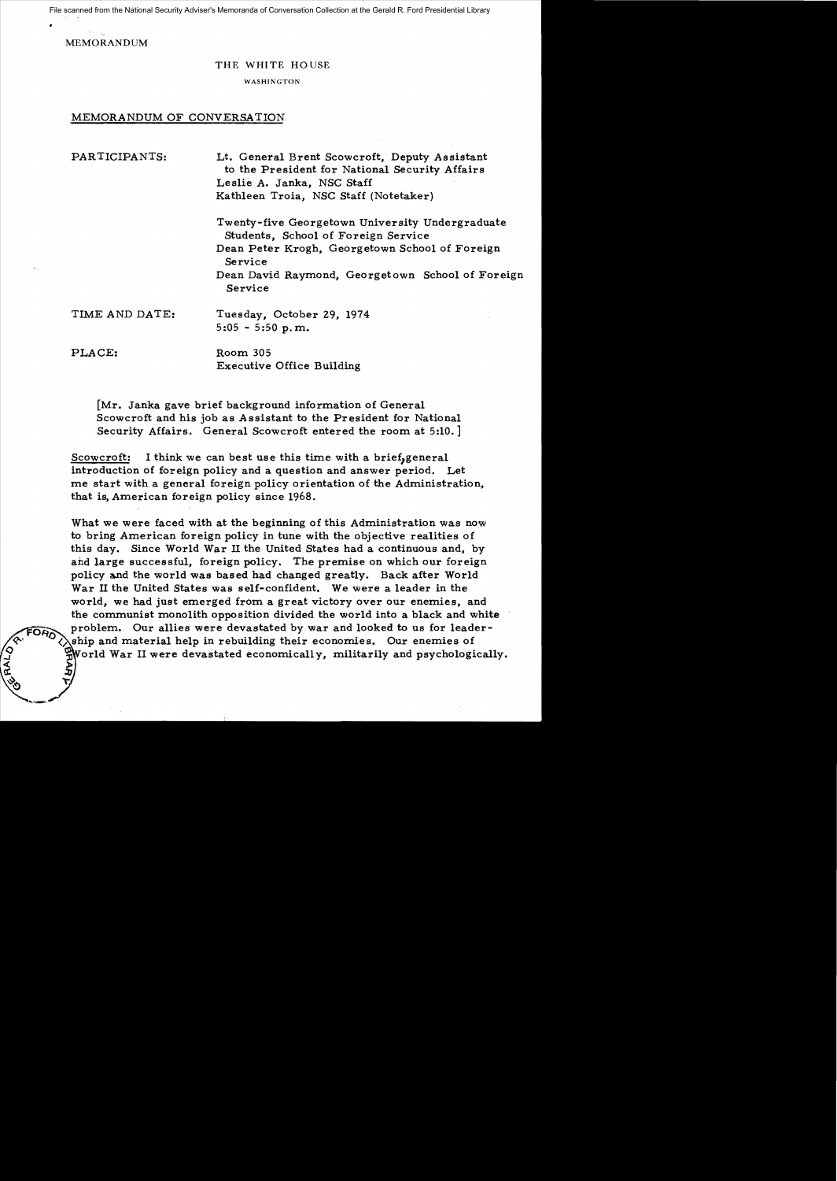MEMORANDUM

THE WHITE HOUSE

WASHINGTON

MEMORANDUM OF CONVERSATION

PARTICIPANTS: Lt. General Brent Scowcroft, Deputy Assistant to the President for National Security Affairs
Leslie A. Janka, NSC Staff
Kathleen Troia, NSC Staff (Notetaker)

Twenty-five Georgetown University Undergraduate Students, School of Foreign Service
Dean Peter Krogh, Georgetown School of Foreign Service
Dean David Raymond, Georgetown School of Foreign Service

TIME AND DATE: Tuesday, October 29, 1974
5:05 - 5:50 p.m.

PLACE: Room 305
Executive Office Building

[Mr. Janka gave brief background information of General Scowcroft and his job as Assistant to the President for National Security Affairs. General Scowcroft entered the room at 5:10.]

Scowcroft: I think we can best use this time with a brief, general introduction of foreign policy and a question and answer period. Let me start with a general foreign policy orientation of the Administration, that is, American foreign policy since 1968.

What we were faced with at the beginning of this Administration was now to bring American foreign policy in tune with the objective realities of this day. Since World War II the United States had a continuous and, by and large successful, foreign policy. The premise on which our foreign policy and the world was based had changed greatly. Back after World War II the United States was self-confident. We were a leader in the world, we had just emerged from a great victory over our enemies, and the communist monolith opposition divided the world into a black and white problem. Our allies were devastated by war and looked to us for leadership and material help in rebuilding their economies. Our enemies of World War II were devastated economically, militarily and psychologically.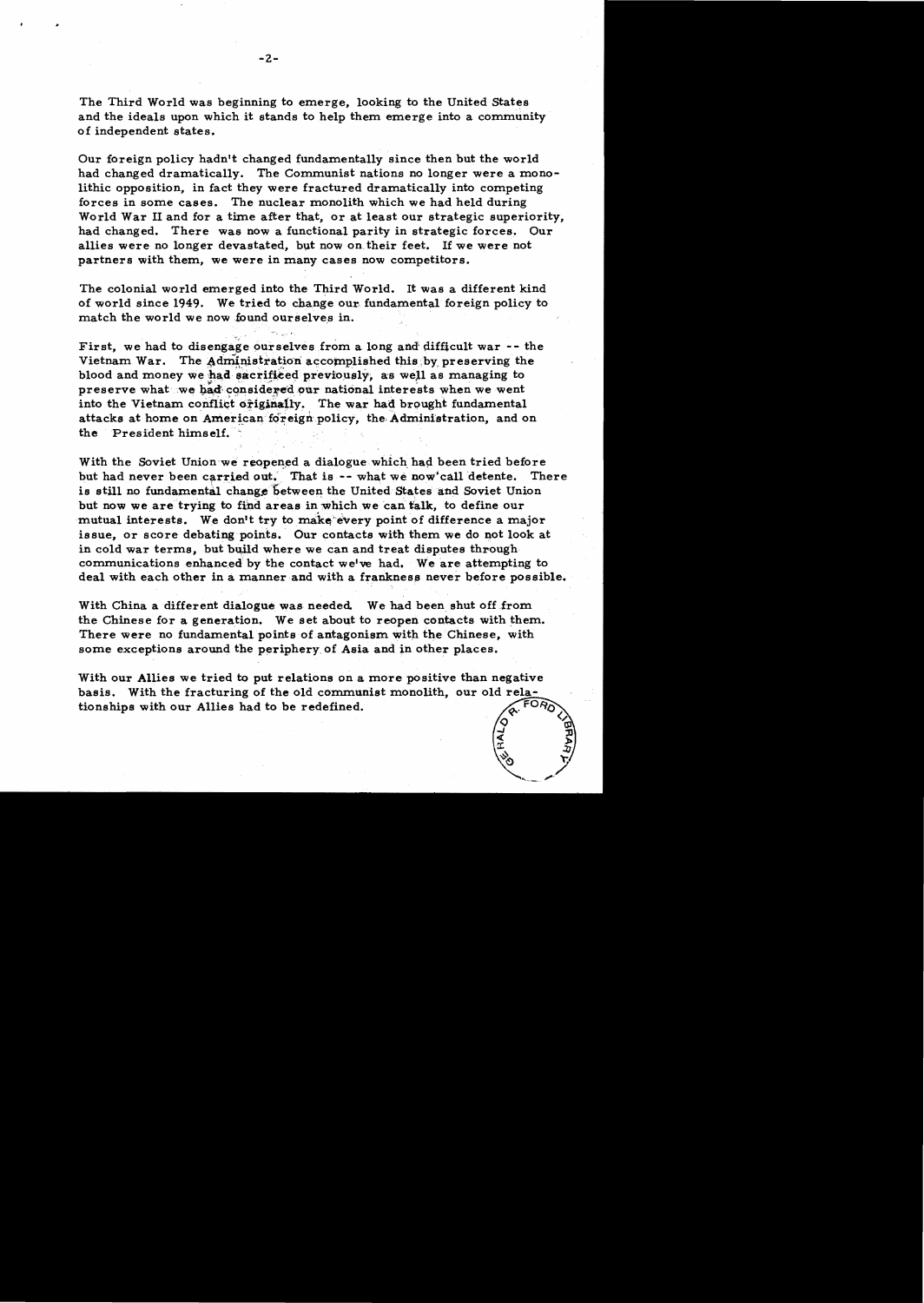The Third World was beginning to emerge, looking to the United States and the ideals upon which it stands to help them emerge into a community of independent states.

Our foreign policy hadn't changed fundamentally since then but the world had changed dramatically. The Communist nations no longer were a monolithic opposition, in fact they were fractured dramatically into competing forces in some cases. The nuclear monolith which we had held during World War II and for a time after that, or at least our strategic superiority, had changed. There was now a functional parity in strategic forces. Our allies were no longer devastated, but now on their feet. If we were not partners with them, we were in many cases now competitors.

The colonial world emerged into the Third World. It was a different kind of world since 1949. We tried to change our fundamental foreign policy to match the world we now found ourselves in.

First, we had to disengage ourselves from a long and difficult war -- the Vietnam War. The Administration accomplished this by preserving the blood and money we had sacrificed previously, as well as managing to preserve what we had considered our national interests when we went into the Vietnam conflict originally. The war had brought fundamental attacks at home on American foreign policy, the Administration, and on the President himself.

With the Soviet Union we reopened a dialogue which had been tried before but had never been carried out. That is -- what we now call detente. There is still no fundamental change between the United States and Soviet Union but now we are trying to find areas in which we can talk, to define our mutual interests. We don't try to make every point of difference a major issue, or score debating points. Our contacts with them we do not look at in cold war terms, but build where we can and treat disputes through communications enhanced by the contact we've had. We are attempting to deal with each other in a manner and with a frankness never before possible.

With China a different dialogue was needed. We had been shut off from the Chinese for a generation. We set about to reopen contacts with them. There were no fundamental points of antagonism with the Chinese, with some exceptions around the periphery of Asia and in other places.

With our Allies we tried to put relations on a more positive than negative basis. With the fracturing of the old communist monolith, our old relationships with our Allies had to be redefined.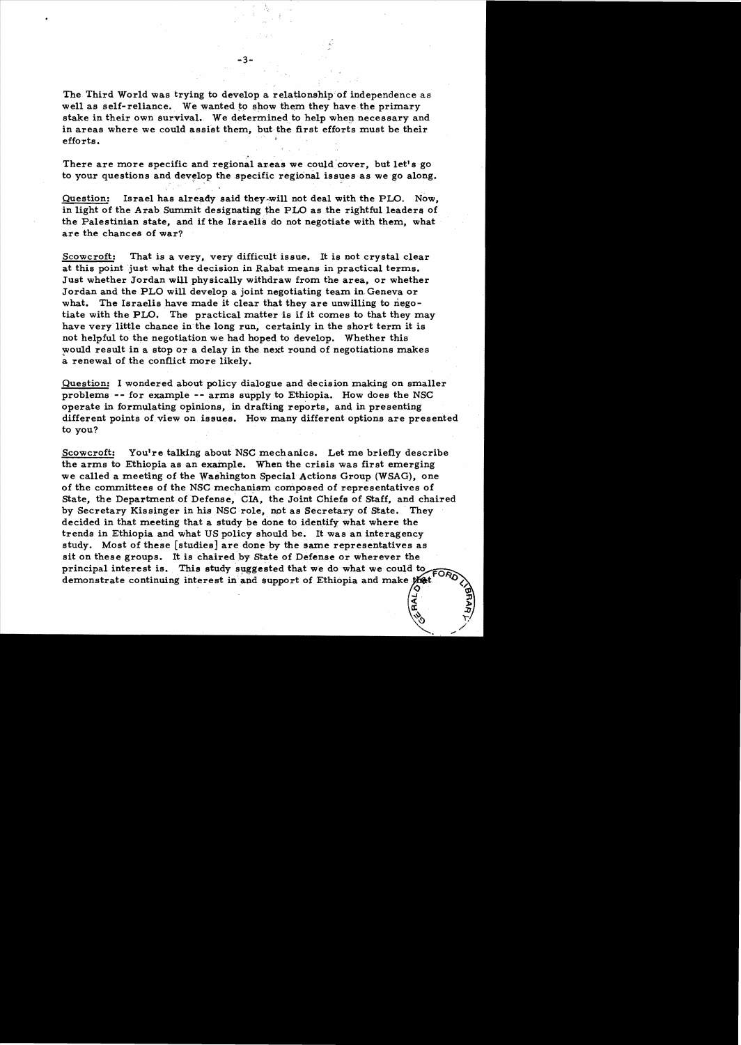The Third World was trying to develop a relationship of independence as well as self-reliance. We wanted to show them they have the primary stake in their own survival. We determined to help when necessary and in areas where we could assist them, but the first efforts must be their efforts.

There are more specific and regional areas we could cover, but let's go to your questions and develop the specific regional issues as we go along.

Question: Israel has already said they will not deal with the PLO. Now, in light of the Arab Summit designating the PLO as the rightful leaders of the Palestinian state, and if the Israelis do not negotiate with them, what are the chances of war?

Scowcroft: That is a very, very difficult issue. It is not crystal clear at this point just what the decision in Rabat means in practical terms. Just whether Jordan will physically withdraw from the area, or whether Jordan and the PLO will develop a joint negotiating team in Geneva or what. The Israelis have made it clear that they are unwilling to negotiate with the PLO. The practical matter is if it comes to that they may have very little chance in the long run, certainly in the short term it is not helpful to the negotiation we had hoped to develop. Whether this would result in a stop or a delay in the next round of negotiations makes a renewal of the conflict more likely.

Question: I wondered about policy dialogue and decision making on smaller problems -- for example -- arms supply to Ethiopia. How does the NSC operate in formulating opinions, in drafting reports, and in presenting different points of view on issues. How many different options are presented to you?

Scowcroft: You're talking about NSC mechanics. Let me briefly describe the arms to Ethiopia as an example. When the crisis was first emerging we called a meeting of the Washington Special Actions Group (WSAG), one of the committees of the NSC mechanism composed of representatives of State, the Department of Defense, CIA, the Joint Chiefs of Staff, and chaired by Secretary Kissinger in his NSC role, not as Secretary of State. They decided in that meeting that a study be done to identify what where the trends in Ethiopia and what US policy should be. It was an interagency study. Most of these [studies] are done by the same representatives as sit on these groups. It is chaired by State of Defense or wherever the principal interest is. This study suggested that we do what we could to demonstrate continuing interest in and support of Ethiopia and make that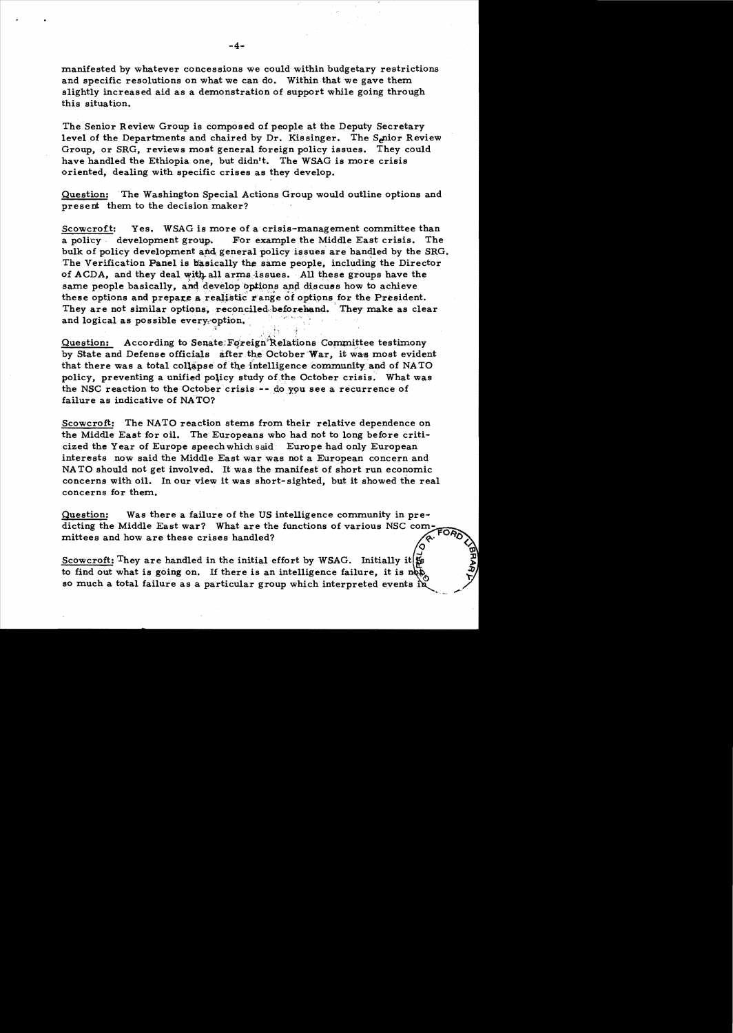manifested by whatever concessions we could within budgetary restrictions and specific resolutions on what we can do. Within that we gave them slightly increased aid as a demonstration of support while going through this situation.

The Senior Review Group is composed of people at the Deputy Secretary level of the Departments and chaired by Dr. Kissinger. The Senior Review Group, or SRG, reviews most general foreign policy issues. They could have handled the Ethiopia one, but didn't. The WSAG is more crisis oriented, dealing with specific crises as they develop.

Question: The Washington Special Actions Group would outline options and present them to the decision maker?

Scowcroft: Yes. WSAG is more of a crisis-management committee than a policy development group. For example the Middle East crisis. The bulk of policy development and general policy issues are handled by the SRG. The Verification Panel is basically the same people, including the Director of ACDA, and they deal with all arms issues. All these groups have the same people basically, and develop options and discuss how to achieve these options and prepare a realistic range of options for the President. They are not similar options, reconciled beforehand. They make as clear and logical as possible every option.

Question: According to Senate Foreign Relations Committee testimony by State and Defense officials after the October War, it was most evident that there was a total collapse of the intelligence community and of NATO policy, preventing a unified policy study of the October crisis. What was the NSC reaction to the October crisis -- do you see a recurrence of failure as indicative of NATO?

Scowcroft: The NATO reaction stems from their relative dependence on the Middle East for oil. The Europeans who had not to long before criticized the Year of Europe speech which said Europe had only European interests now said the Middle East war was not a European concern and NATO should not get involved. It was the manifest of short run economic concerns with oil. In our view it was short-sighted, but it showed the real concerns for them.

Question: Was there a failure of the US intelligence community in predicting the Middle East war? What are the functions of various NSC committees and how are these crises handled?

Scowcroft: They are handled in the initial effort by WSAG. Initially it is to find out what is going on. If there is an intelligence failure, it is not so much a total failure as a particular group which interpreted events in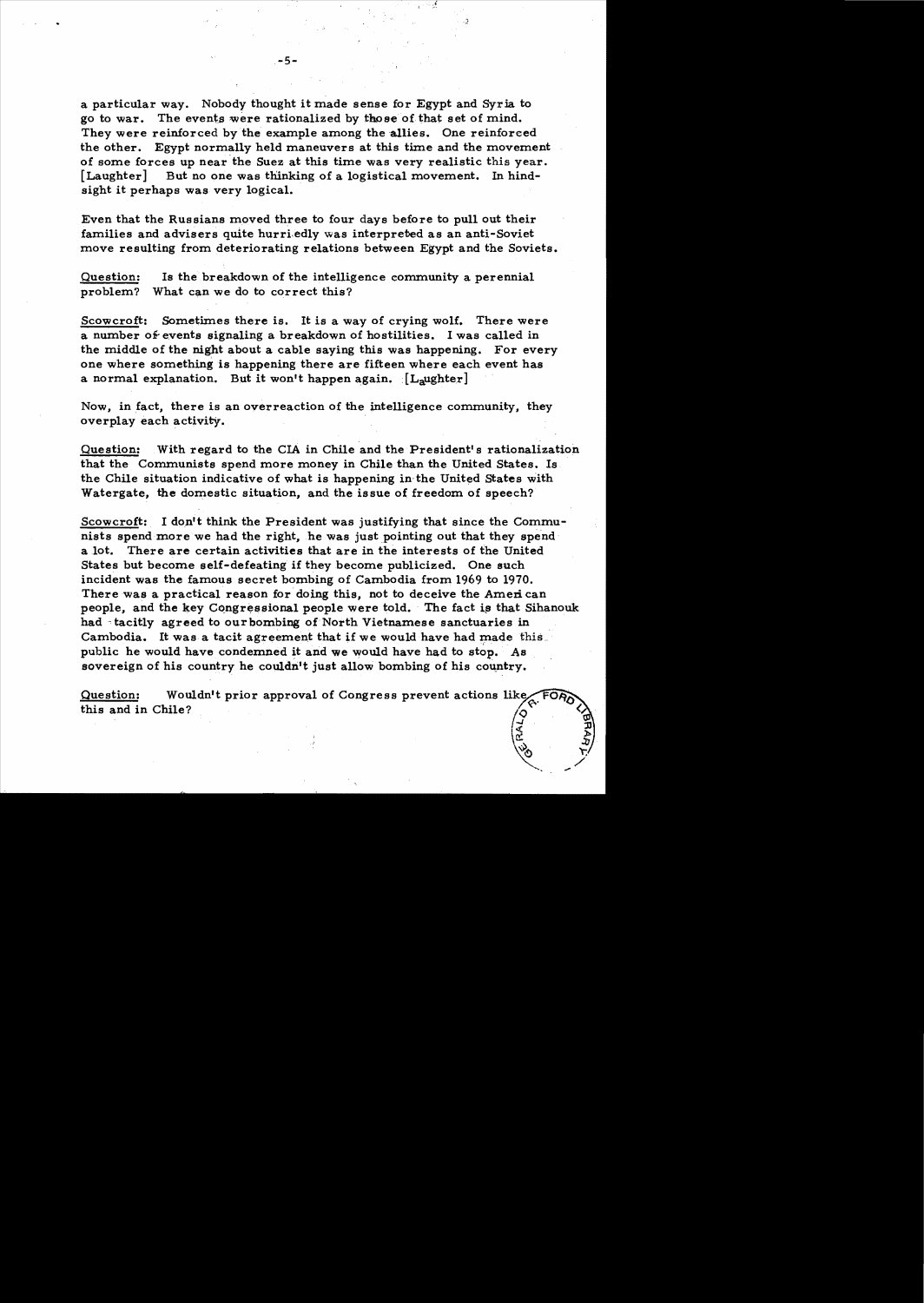a particular way. Nobody thought it made sense for Egypt and Syria to go to war. The events were rationalized by those of that set of mind. They were reinforced by the example among the allies. One reinforced the other. Egypt normally held maneuvers at this time and the movement of some forces up near the Suez at this time was very realistic this year. [Laughter] But no one was thinking of a logistical movement. In hindsight it perhaps was very logical.

Even that the Russians moved three to four days before to pull out their families and advisers quite hurriedly was interpreted as an anti-Soviet move resulting from deteriorating relations between Egypt and the Soviets.

Question: Is the breakdown of the intelligence community a perennial problem? What can we do to correct this?

Scowcroft: Sometimes there is. It is a way of crying wolf. There were a number of events signaling a breakdown of hostilities. I was called in the middle of the night about a cable saying this was happening. For every one where something is happening there are fifteen where each event has a normal explanation. But it won't happen again. [Laughter]

Now, in fact, there is an overreaction of the intelligence community, they overplay each activity.

Question: With regard to the CIA in Chile and the President's rationalization that the Communists spend more money in Chile than the United States. Is the Chile situation indicative of what is happening in the United States with Watergate, the domestic situation, and the issue of freedom of speech?

Scowcroft: I don't think the President was justifying that since the Communists spend more we had the right, he was just pointing out that they spend a lot. There are certain activities that are in the interests of the United States but become self-defeating if they become publicized. One such incident was the famous secret bombing of Cambodia from 1969 to 1970. There was a practical reason for doing this, not to deceive the American people, and the key Congressional people were told. The fact is that Sihanouk had tacitly agreed to our bombing of North Vietnamese sanctuaries in Cambodia. It was a tacit agreement that if we would have had made this public he would have condemned it and we would have had to stop. As sovereign of his country he couldn't just allow bombing of his country.

Question: Wouldn't prior approval of Congress prevent actions like this and in Chile?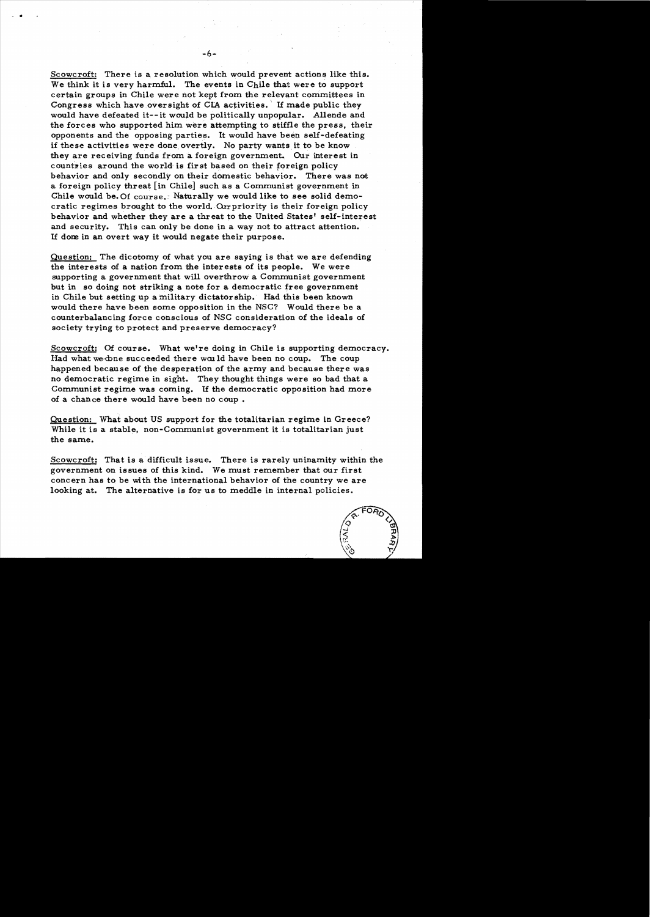Scowcroft: There is a resolution which would prevent actions like this. We think it is very harmful. The events in Chile that were to support certain groups in Chile were not kept from the relevant committees in Congress which have oversight of CIA activities. If made public they would have defeated it--it would be politically unpopular. Allende and the forces who supported him were attempting to stiffle the press, their opponents and the opposing parties. It would have been self-defeating if these activities were done overtly. No party wants it to be know they are receiving funds from a foreign government. Our interest in countries around the world is first based on their foreign policy behavior and only secondly on their domestic behavior. There was not a foreign policy threat [in Chile] such as a Communist government in Chile would be. Of course. Naturally we would like to see solid democratic regimes brought to the world. Our priority is their foreign policy behavior and whether they are a threat to the United States' self-interest and security. This can only be done in a way not to attract attention. If done in an overt way it would negate their purpose.

Question: The dicotomy of what you are saying is that we are defending the interests of a nation from the interests of its people. We were supporting a government that will overthrow a Communist government but in so doing not striking a note for a democratic free government in Chile but setting up a military dictatorship. Had this been known would there have been some opposition in the NSC? Would there be a counterbalancing force conscious of NSC consideration of the ideals of society trying to protect and preserve democracy?

Scowcroft: Of course. What we're doing in Chile is supporting democracy. Had what we done succeeded there would have been no coup. The coup happened because of the desperation of the army and because there was no democratic regime in sight. They thought things were so bad that a Communist regime was coming. If the democratic opposition had more of a chance there would have been no coup.

Question: What about US support for the totalitarian regime in Greece? While it is a stable, non-Communist government it is totalitarian just the same.

Scowcroft: That is a difficult issue. There is rarely uninamity within the government on issues of this kind. We must remember that our first concern has to be with the international behavior of the country we are looking at. The alternative is for us to meddle in internal policies.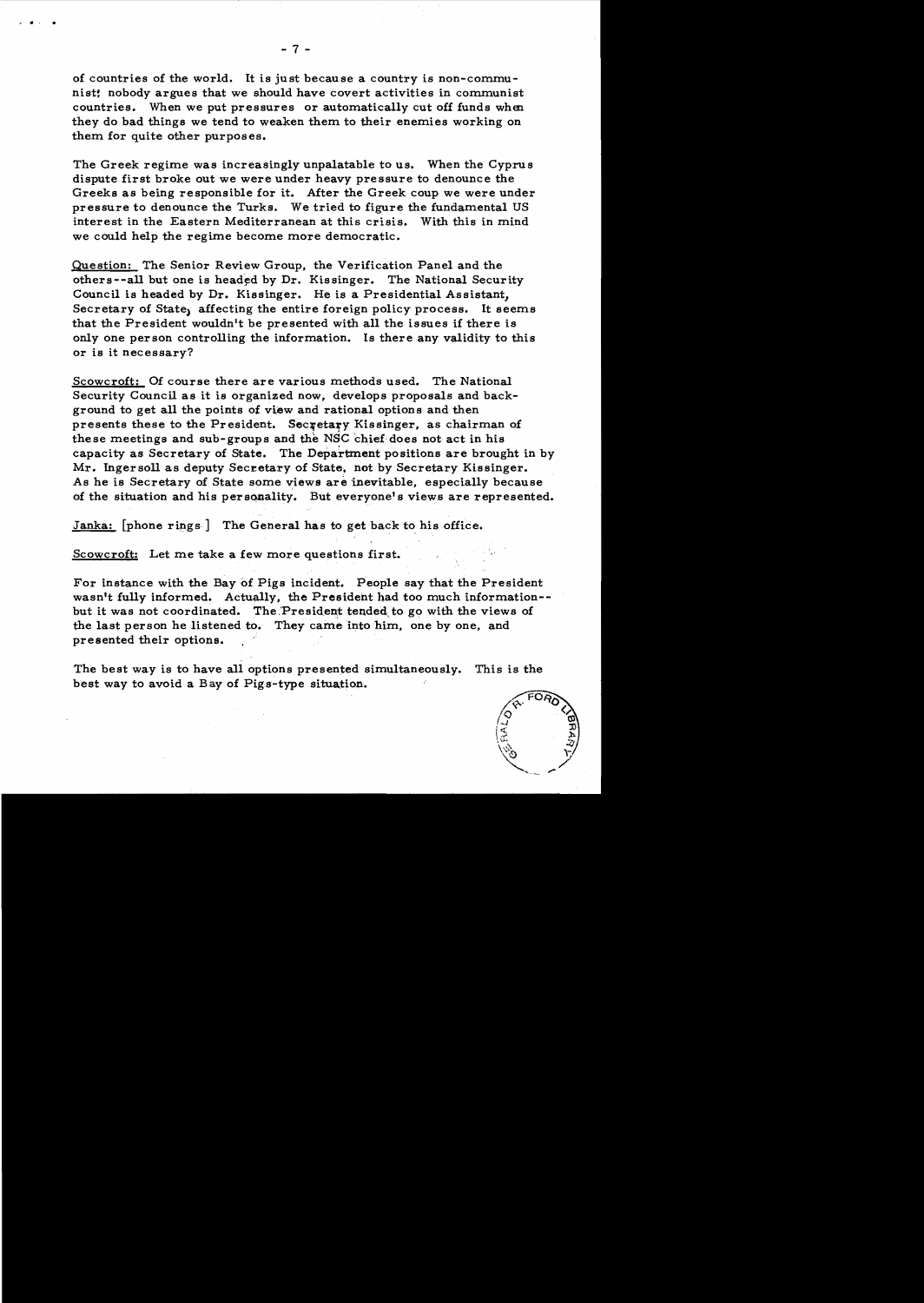of countries of the world. It is just because a country is non-communist; nobody argues that we should have covert activities in communist countries. When we put pressures or automatically cut off funds when they do bad things we tend to weaken them to their enemies working on them for quite other purposes.

The Greek regime was increasingly unpalatable to us. When the Cyprus dispute first broke out we were under heavy pressure to denounce the Greeks as being responsible for it. After the Greek coup we were under pressure to denounce the Turks. We tried to figure the fundamental US interest in the Eastern Mediterranean at this crisis. With this in mind we could help the regime become more democratic.

Question: The Senior Review Group, the Verification Panel and the others--all but one is headed by Dr. Kissinger. The National Security Council is headed by Dr. Kissinger. He is a Presidential Assistant, Secretary of State, affecting the entire foreign policy process. It seems that the President wouldn't be presented with all the issues if there is only one person controlling the information. Is there any validity to this or is it necessary?

Scowcroft: Of course there are various methods used. The National Security Council as it is organized now, develops proposals and background to get all the points of view and rational options and then presents these to the President. Secretary Kissinger, as chairman of these meetings and sub-groups and the NSC chief does not act in his capacity as Secretary of State. The Department positions are brought in by Mr. Ingersoll as deputy Secretary of State, not by Secretary Kissinger. As he is Secretary of State some views are inevitable, especially because of the situation and his personality. But everyone's views are represented.

Janka: [phone rings] The General has to get back to his office.

Scowcroft: Let me take a few more questions first.

For instance with the Bay of Pigs incident. People say that the President wasn't fully informed. Actually, the President had too much information--but it was not coordinated. The President tended to go with the views of the last person he listened to. They came into him, one by one, and presented their options.

The best way is to have all options presented simultaneously. This is the best way to avoid a Bay of Pigs-type situation.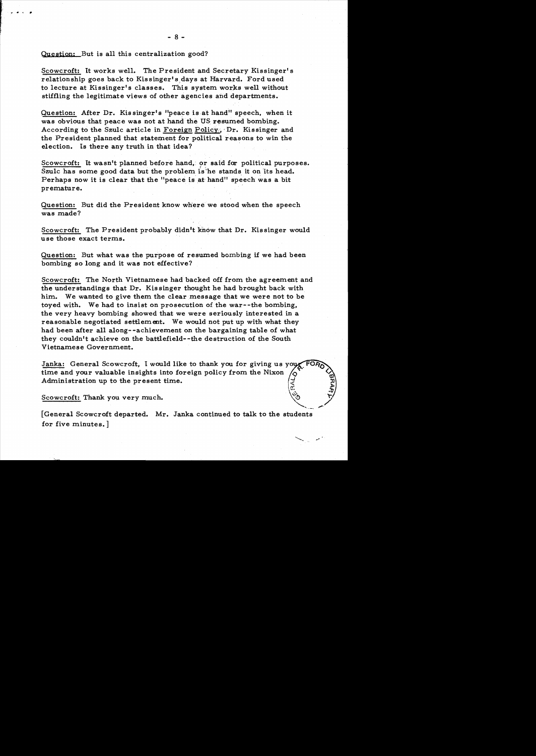Question: But is all this centralization good?

Scowcroft: It works well. The President and Secretary Kissinger's relationship goes back to Kissinger's days at Harvard. Ford used to lecture at Kissinger's classes. This system works well without stiffling the legitimate views of other agencies and departments.

Question: After Dr. Kissinger's "peace is at hand" speech, when it was obvious that peace was not at hand the US resumed bombing. According to the Szulc article in Foreign Policy, Dr. Kissinger and the President planned that statement for political reasons to win the election. Is there any truth in that idea?

Scowcroft: It wasn't planned before hand, or said for political purposes. Szulc has some good data but the problem is he stands it on its head. Perhaps now it is clear that the "peace is at hand" speech was a bit premature.

Question: But did the President know where we stood when the speech was made?

Scowcroft: The President probably didn't know that Dr. Kissinger would use those exact terms.

Question: But what was the purpose of resumed bombing if we had been bombing so long and it was not effective?

Scowcroft: The North Vietnamese had backed off from the agreement and the understandings that Dr. Kissinger thought he had brought back with him. We wanted to give them the clear message that we were not to be toyed with. We had to insist on prosecution of the war--the bombing, the very heavy bombing showed that we were seriously interested in a reasonable negotiated settlement. We would not put up with what they had been after all along--achievement on the bargaining table of what they couldn't achieve on the battlefield--the destruction of the South Vietnamese Government.

Janka: General Scowcroft, I would like to thank you for giving us your time and your valuable insights into foreign policy from the Nixon Administration up to the present time.

Scowcroft: Thank you very much.

[General Scowcroft departed. Mr. Janka continued to talk to the students for five minutes.]